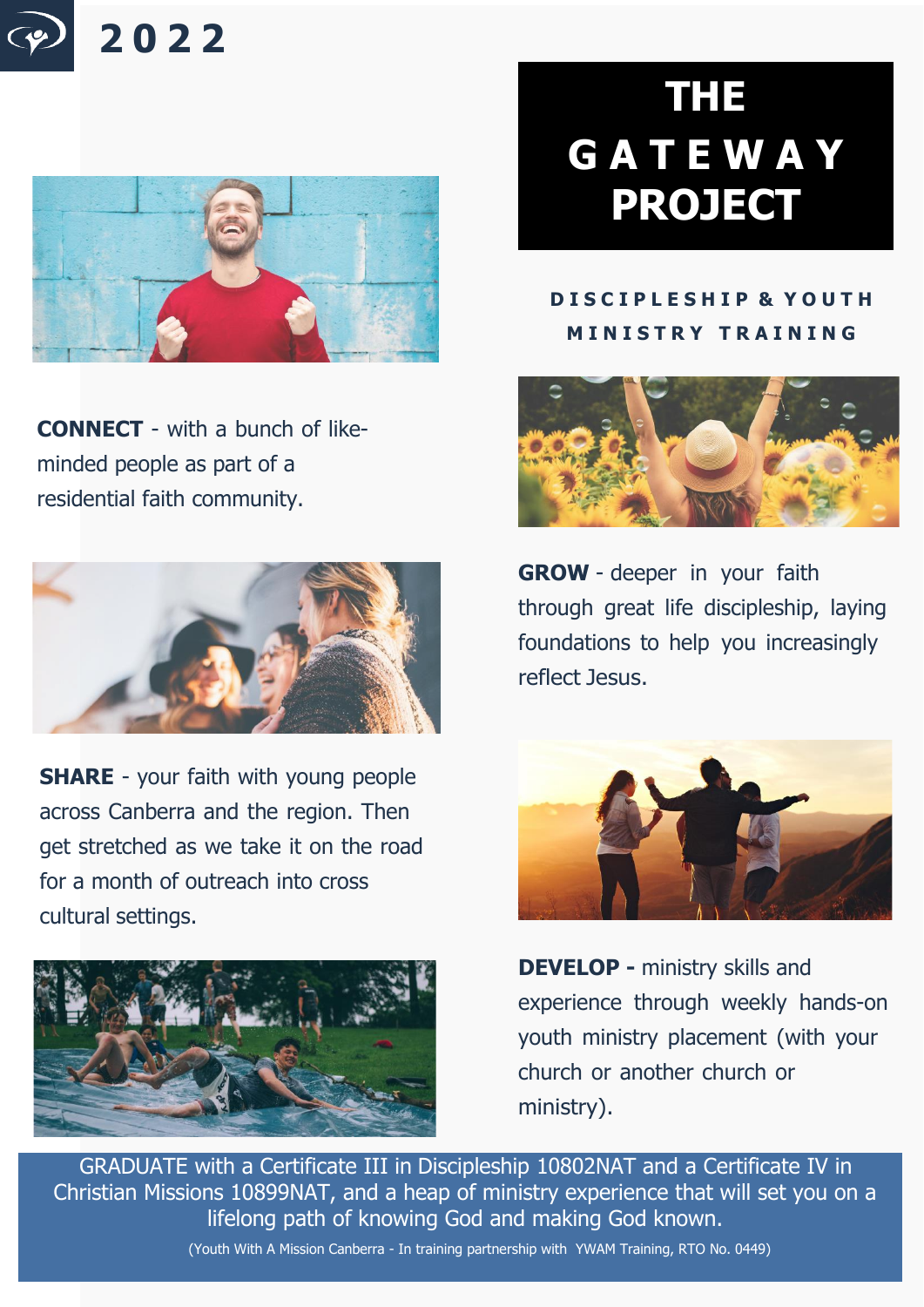2022

# THE GATEWAY PROJECT

## DISCIPLESHIP & YOUTH MINISTRY TRAINING

**CONNECT** - with a bunch of like-minded people as part of a residential faith community.

**GROW** - deeper in your faith through great life discipleship, laying foundations to help you increasingly reflect Jesus.

**SHARE** - your faith with young people across Canberra and the region. Then get stretched as we take it on the road for a month of outreach into cross cultural settings.

**DEVELOP -** ministry skills and experience through weekly hands-on youth ministry placement (with your church or another church or ministry).

GRADUATE with a Certificate III in Discipleship 10802NAT and a Certificate IV in Christian Missions 10899NAT, and a heap of ministry experience that will set you on a lifelong path of knowing God and making God known.

(Youth With A Mission Canberra - In training partnership with YWAM Training, RTO No. 0449)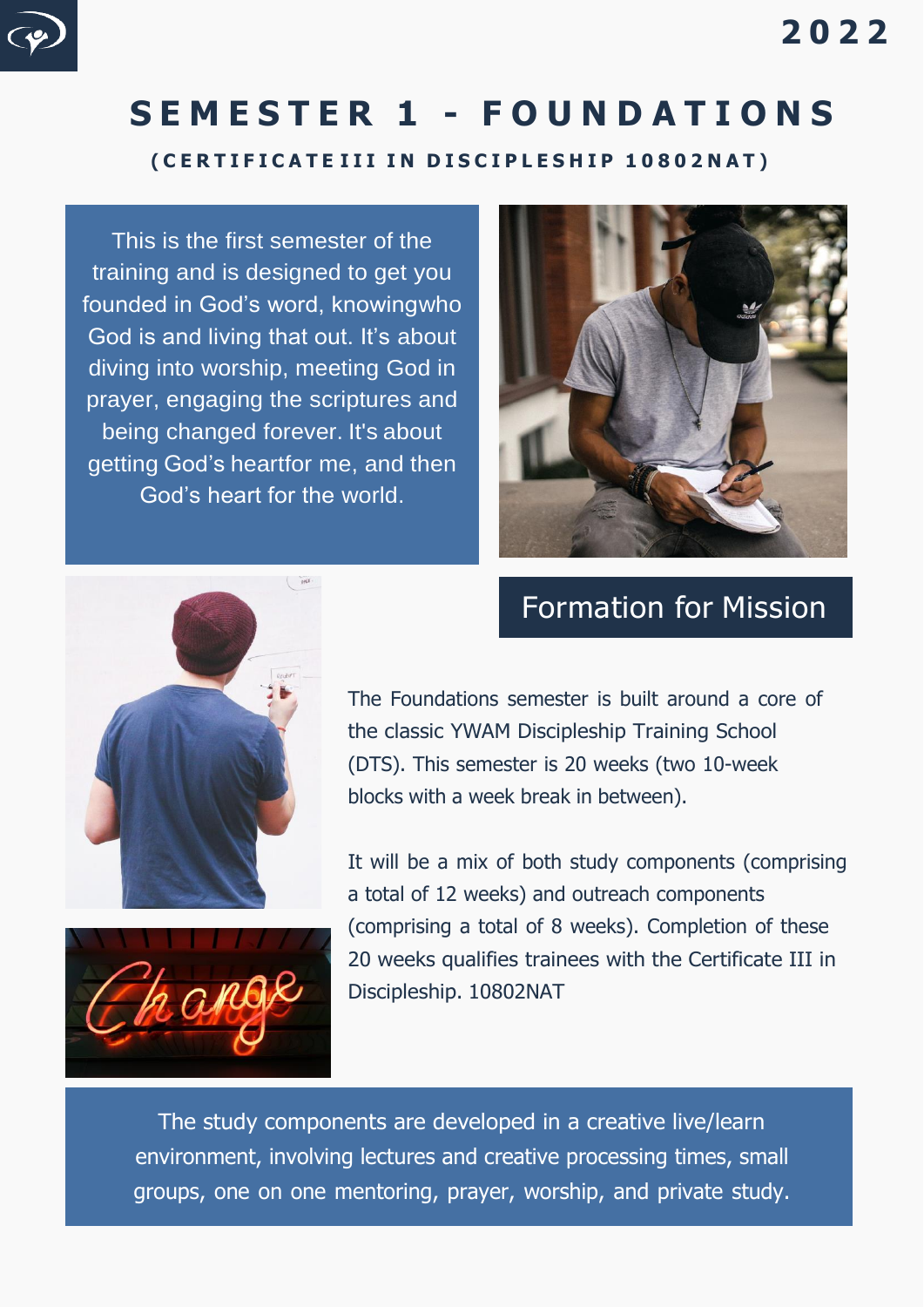2022

# SEMESTER 1 - FOUNDATIONS

**(CERTIFICATE III IN DISCIPLESHIP 10802NAT)**

This is the first semester of the training and is designed to get you founded in God's word, knowingwho God is and living that out. It's about diving into worship, meeting God in prayer, engaging the scriptures and being changed forever. It's about getting God's heartfor me, and then God's heart for the world.

## Formation for Mission

The Foundations semester is built around a core of the classic YWAM Discipleship Training School (DTS). This semester is 20 weeks (two 10-week blocks with a week break in between).

It will be a mix of both study components (comprising a total of 12 weeks) and outreach components (comprising a total of 8 weeks). Completion of these 20 weeks qualifies trainees with the Certificate III in Discipleship. 10802NAT

The study components are developed in a creative live/learn environment, involving lectures and creative processing times, small groups, one on one mentoring, prayer, worship, and private study.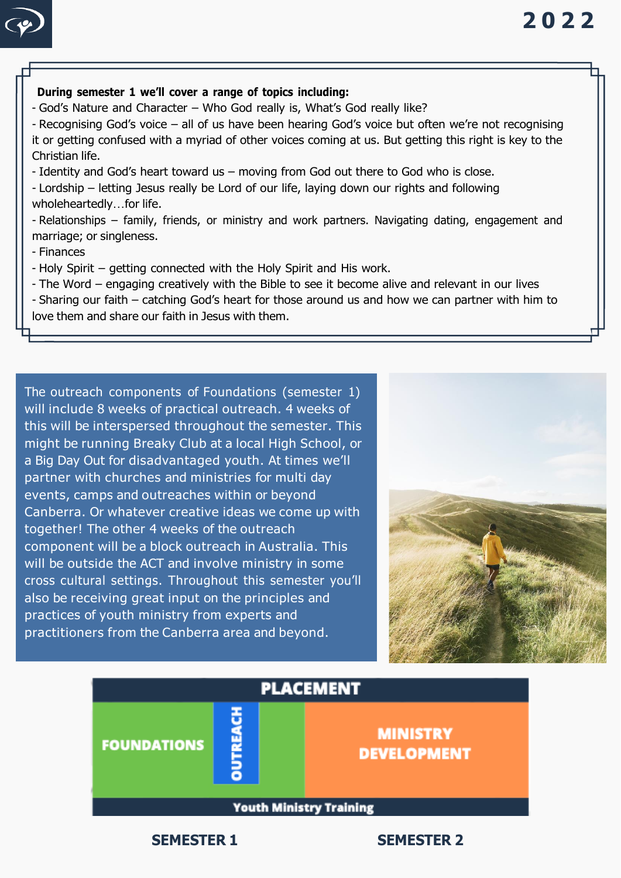**During semester 1 we'll cover a range of topics including:**

- God's Nature and Character – Who God really is, What's God really like?
- Recognising God's voice – all of us have been hearing God's voice but often we're not recognising it or getting confused with a myriad of other voices coming at us. But getting this right is key to the Christian life.
- Identity and God's heart toward us – moving from God out there to God who is close.
- Lordship – letting Jesus really be Lord of our life, laying down our rights and following wholeheartedly…for life.
- Relationships – family, friends, or ministry and work partners. Navigating dating, engagement and marriage; or singleness.
- Finances
- Holy Spirit – getting connected with the Holy Spirit and His work.
- The Word – engaging creatively with the Bible to see it become alive and relevant in our lives
- Sharing our faith – catching God's heart for those around us and how we can partner with him to love them and share our faith in Jesus with them.

The outreach components of Foundations (semester 1) will include 8 weeks of practical outreach. 4 weeks of this will be interspersed throughout the semester. This might be running Breaky Club at a local High School, or a Big Day Out for disadvantaged youth. At times we'll partner with churches and ministries for multi day events, camps and outreaches within or beyond Canberra. Or whatever creative ideas we come up with together! The other 4 weeks of the outreach component will be a block outreach in Australia. This will be outside the ACT and involve ministry in some cross cultural settings. Throughout this semester you'll also be receiving great input on the principles and practices of youth ministry from experts and practitioners from the Canberra area and beyond.

PLACEMENT

FOUNDATIONS

OUTREACH

MINISTRY DEVELOPMENT

Youth Ministry Training

SEMESTER 1

SEMESTER 2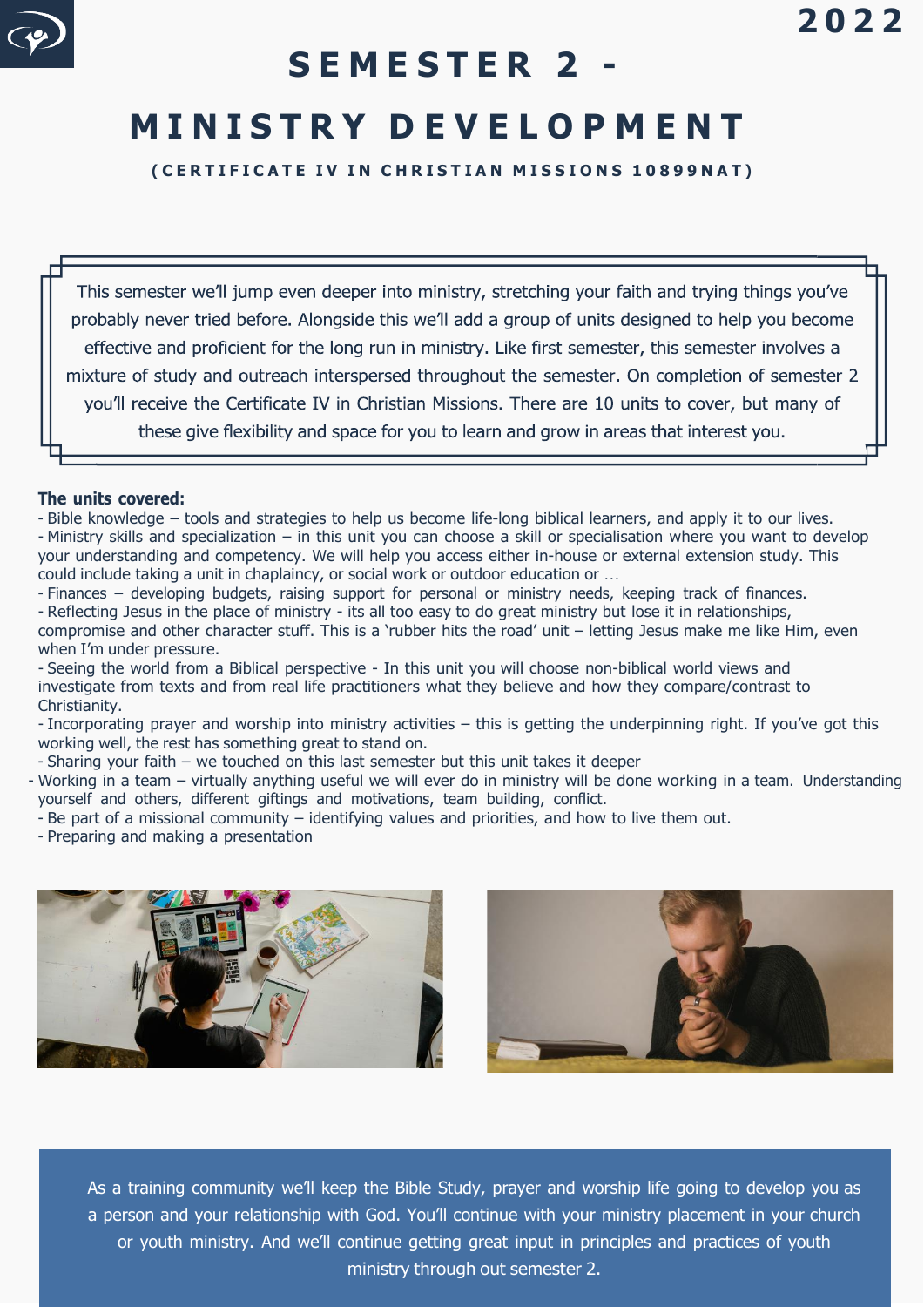# 2022

# SEMESTER 2 - MINISTRY DEVELOPMENT

### (CERTIFICATE IV IN CHRISTIAN MISSIONS 10899NAT)

This semester we'll jump even deeper into ministry, stretching your faith and trying things you've probably never tried before. Alongside this we'll add a group of units designed to help you become effective and proficient for the long run in ministry. Like first semester, this semester involves a mixture of study and outreach interspersed throughout the semester. On completion of semester 2 you'll receive the Certificate IV in Christian Missions. There are 10 units to cover, but many of these give flexibility and space for you to learn and grow in areas that interest you.

**The units covered:**

- Bible knowledge – tools and strategies to help us become life-long biblical learners, and apply it to our lives.
- Ministry skills and specialization – in this unit you can choose a skill or specialisation where you want to develop your understanding and competency. We will help you access either in-house or external extension study. This could include taking a unit in chaplaincy, or social work or outdoor education or …
- Finances – developing budgets, raising support for personal or ministry needs, keeping track of finances.
- Reflecting Jesus in the place of ministry - its all too easy to do great ministry but lose it in relationships, compromise and other character stuff. This is a 'rubber hits the road' unit – letting Jesus make me like Him, even when I'm under pressure.
- Seeing the world from a Biblical perspective - In this unit you will choose non-biblical world views and investigate from texts and from real life practitioners what they believe and how they compare/contrast to Christianity.
- Incorporating prayer and worship into ministry activities – this is getting the underpinning right. If you've got this working well, the rest has something great to stand on.
- Sharing your faith – we touched on this last semester but this unit takes it deeper
- Working in a team – virtually anything useful we will ever do in ministry will be done working in a team. Understanding yourself and others, different giftings and motivations, team building, conflict.
- Be part of a missional community – identifying values and priorities, and how to live them out.
- Preparing and making a presentation

As a training community we'll keep the Bible Study, prayer and worship life going to develop you as a person and your relationship with God. You'll continue with your ministry placement in your church or youth ministry. And we'll continue getting great input in principles and practices of youth ministry through out semester 2.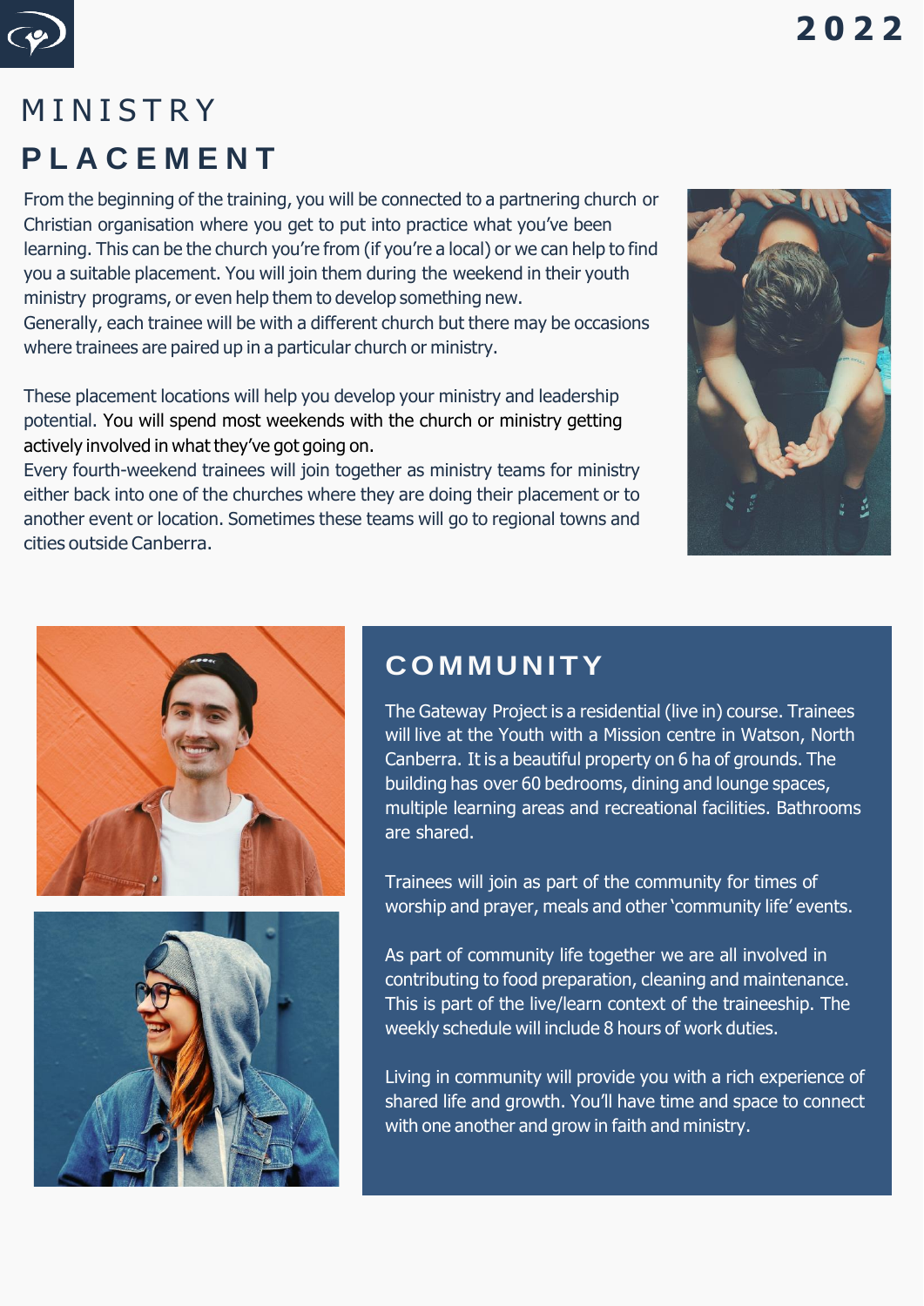# MINISTRY PLACEMENT

From the beginning of the training, you will be connected to a partnering church or Christian organisation where you get to put into practice what you've been learning. This can be the church you're from (if you're a local) or we can help to find you a suitable placement. You will join them during the weekend in their youth ministry programs, or even help them to develop something new.
Generally, each trainee will be with a different church but there may be occasions where trainees are paired up in a particular church or ministry.

These placement locations will help you develop your ministry and leadership potential. You will spend most weekends with the church or ministry getting actively involved in what they've got going on.
Every fourth-weekend trainees will join together as ministry teams for ministry either back into one of the churches where they are doing their placement or to another event or location. Sometimes these teams will go to regional towns and cities outside Canberra.

## COMMUNITY

The Gateway Project is a residential (live in) course. Trainees will live at the Youth with a Mission centre in Watson, North Canberra. It is a beautiful property on 6 ha of grounds. The building has over 60 bedrooms, dining and lounge spaces, multiple learning areas and recreational facilities. Bathrooms are shared.

Trainees will join as part of the community for times of worship and prayer, meals and other 'community life' events.

As part of community life together we are all involved in contributing to food preparation, cleaning and maintenance. This is part of the live/learn context of the traineeship. The weekly schedule will include 8 hours of work duties.

Living in community will provide you with a rich experience of shared life and growth. You'll have time and space to connect with one another and grow in faith and ministry.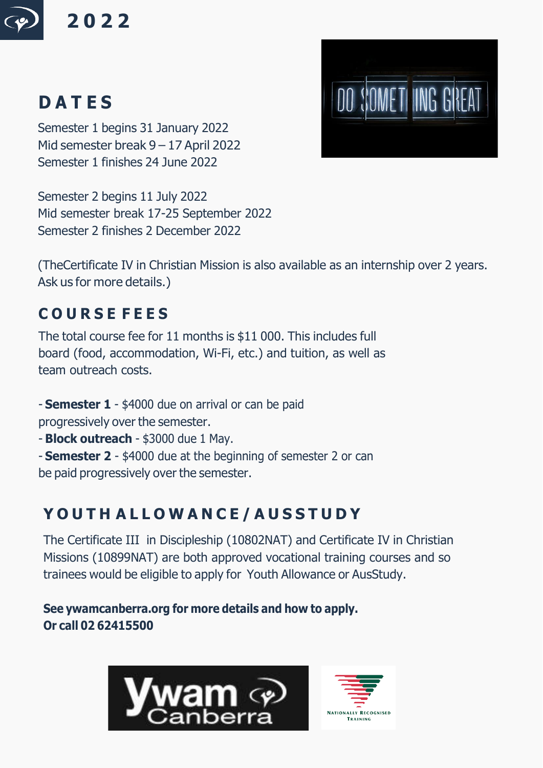# 2022

## DATES

Semester 1 begins 31 January 2022
Mid semester break 9 – 17 April 2022
Semester 1 finishes 24 June 2022

Semester 2 begins 11 July 2022
Mid semester break 17-25 September 2022
Semester 2 finishes 2 December 2022

(TheCertificate IV in Christian Mission is also available as an internship over 2 years. Ask us for more details.)

## COURSE FEES

The total course fee for 11 months is $11 000. This includes full board (food, accommodation, Wi-Fi, etc.) and tuition, as well as team outreach costs.

- **Semester 1** - $4000 due on arrival or can be paid progressively over the semester.
- **Block outreach** - $3000 due 1 May.
- **Semester 2** - $4000 due at the beginning of semester 2 or can be paid progressively over the semester.

## YOUTH ALLOWANCE / AUSSTUDY

The Certificate III in Discipleship (10802NAT) and Certificate IV in Christian Missions (10899NAT) are both approved vocational training courses and so trainees would be eligible to apply for Youth Allowance or AusStudy.

**See ywamcanberra.org for more details and how to apply.**
**Or call 02 62415500**

ywam Canberra

Nationally Recognised Training